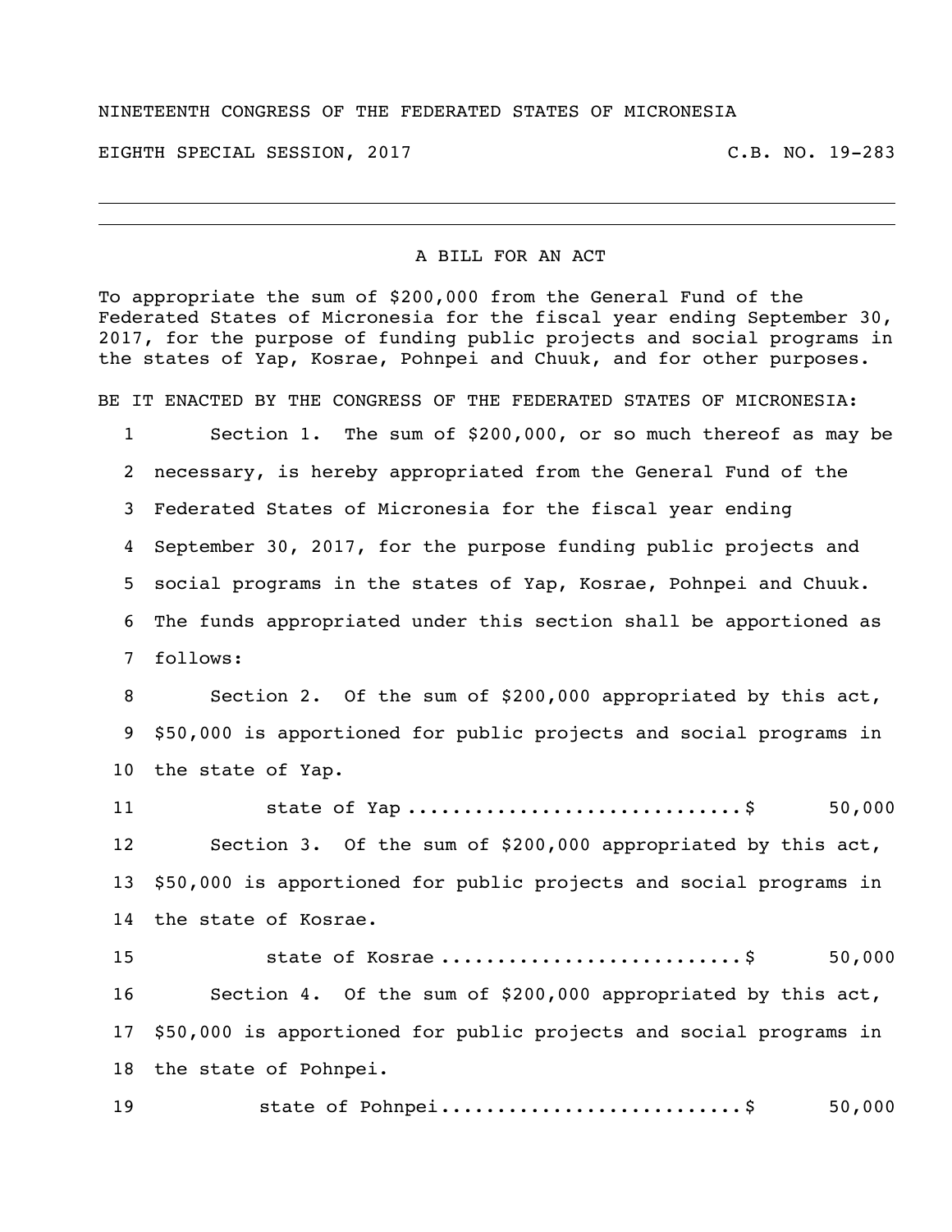NINETEENTH CONGRESS OF THE FEDERATED STATES OF MICRONESIA

EIGHTH SPECIAL SESSION, 2017 C.B. NO. 19-283

---

## A BILL FOR AN ACT

To appropriate the sum of $200,000 from the General Fund of the Federated States of Micronesia for the fiscal year ending September 30, 2017, for the purpose of funding public projects and social programs in the states of Yap, Kosrae, Pohnpei and Chuuk, and for other purposes.

BE IT ENACTED BY THE CONGRESS OF THE FEDERATED STATES OF MICRONESIA:

Section 1. The sum of $200,000, or so much thereof as may be necessary, is hereby appropriated from the General Fund of the Federated States of Micronesia for the fiscal year ending September 30, 2017, for the purpose funding public projects and social programs in the states of Yap, Kosrae, Pohnpei and Chuuk. The funds appropriated under this section shall be apportioned as follows:

Section 2. Of the sum of $200,000 appropriated by this act, $50,000 is apportioned for public projects and social programs in the state of Yap.

state of Yap ............................$ 50,000

Section 3. Of the sum of $200,000 appropriated by this act, $50,000 is apportioned for public projects and social programs in the state of Kosrae.

state of Kosrae ..........................$ 50,000

Section 4. Of the sum of $200,000 appropriated by this act, $50,000 is apportioned for public projects and social programs in the state of Pohnpei.

state of Pohnpei..........................$ 50,000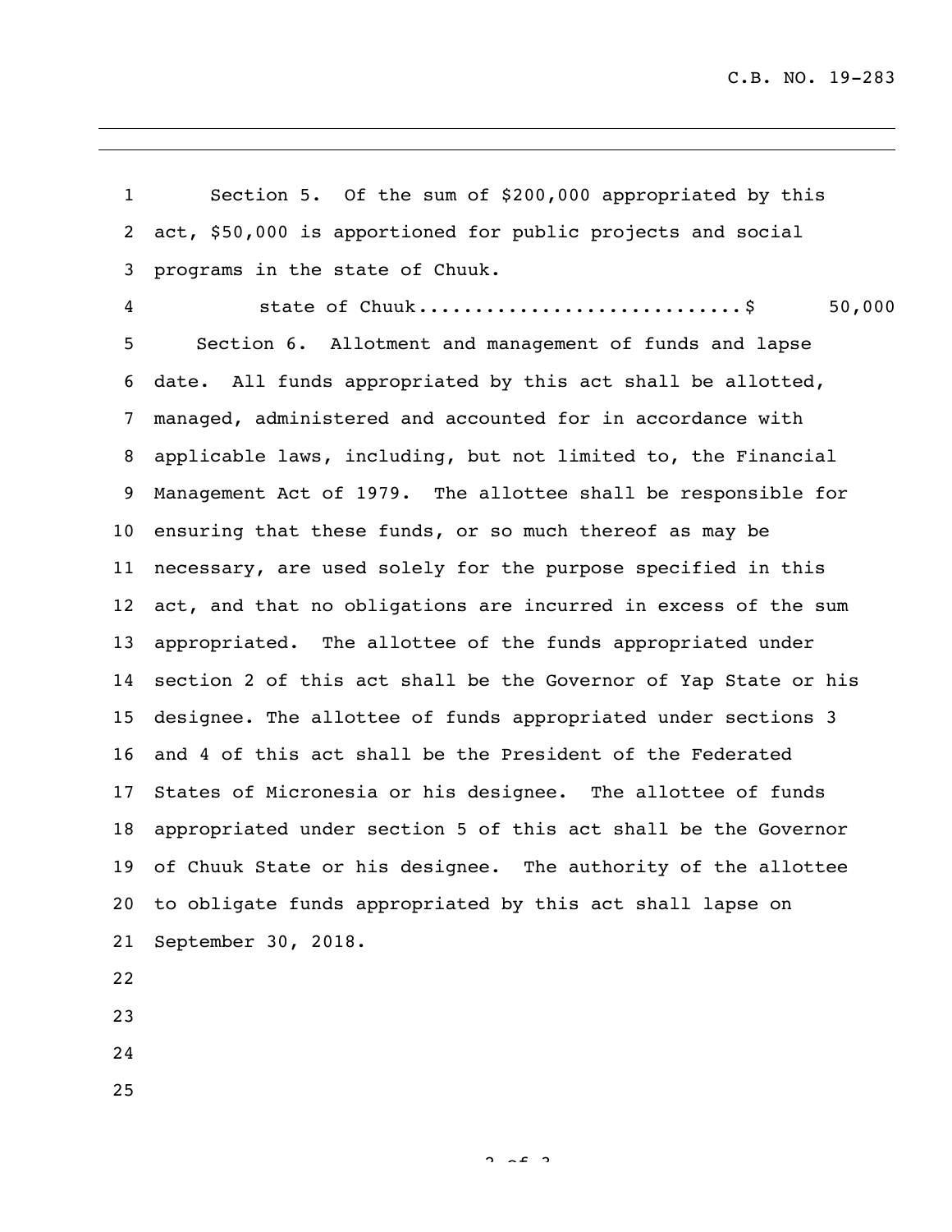Section 5. Of the sum of $200,000 appropriated by this act, $50,000 is apportioned for public projects and social programs in the state of Chuuk.

state of Chuuk............................$ 50,000

Section 6. Allotment and management of funds and lapse date. All funds appropriated by this act shall be allotted, managed, administered and accounted for in accordance with applicable laws, including, but not limited to, the Financial Management Act of 1979. The allottee shall be responsible for ensuring that these funds, or so much thereof as may be necessary, are used solely for the purpose specified in this act, and that no obligations are incurred in excess of the sum appropriated. The allottee of the funds appropriated under section 2 of this act shall be the Governor of Yap State or his designee. The allottee of funds appropriated under sections 3 and 4 of this act shall be the President of the Federated States of Micronesia or his designee. The allottee of funds appropriated under section 5 of this act shall be the Governor of Chuuk State or his designee. The authority of the allottee to obligate funds appropriated by this act shall lapse on September 30, 2018.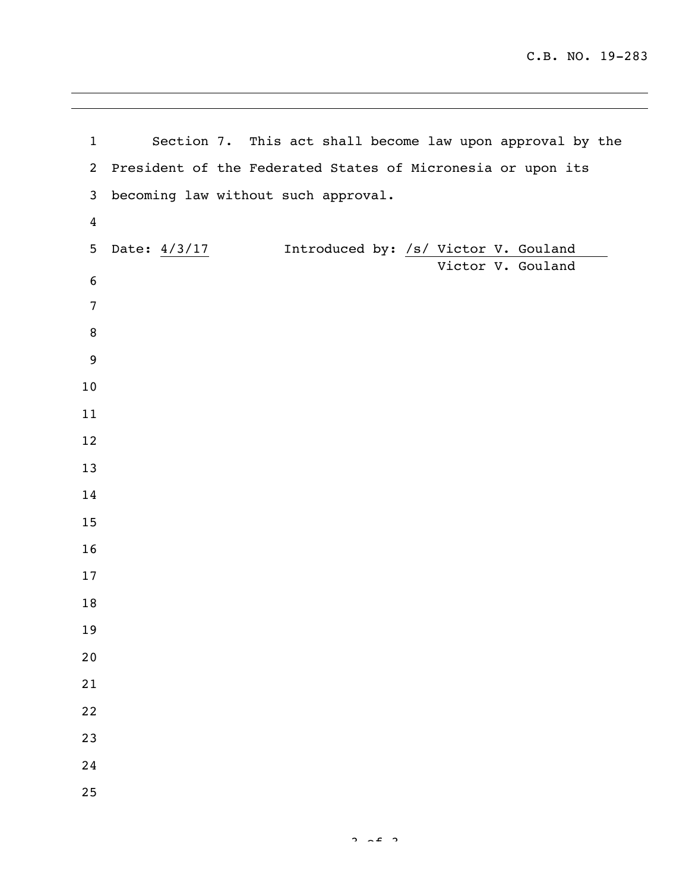Section 7. This act shall become law upon approval by the President of the Federated States of Micronesia or upon its becoming law without such approval.

Date: 4/3/17 Introduced by: /s/ Victor V. Gouland

Victor V. Gouland